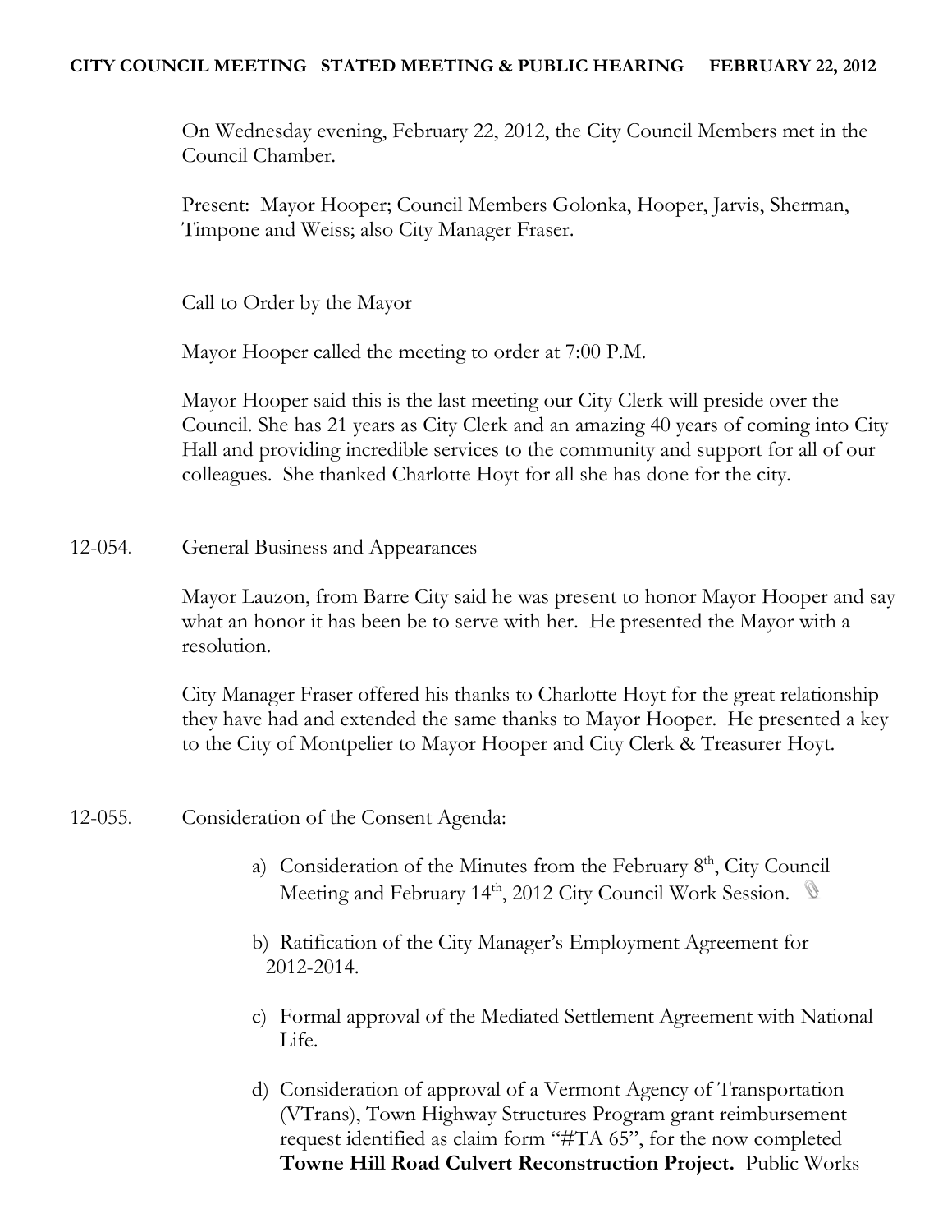**CITY COUNCIL MEETING STATED MEETING & PUBLIC HEARING FEBRUARY 22, 2012**

On Wednesday evening, February 22, 2012, the City Council Members met in the Council Chamber.

Present: Mayor Hooper; Council Members Golonka, Hooper, Jarvis, Sherman, Timpone and Weiss; also City Manager Fraser.

Call to Order by the Mayor

Mayor Hooper called the meeting to order at 7:00 P.M.

Mayor Hooper said this is the last meeting our City Clerk will preside over the Council. She has 21 years as City Clerk and an amazing 40 years of coming into City Hall and providing incredible services to the community and support for all of our colleagues. She thanked Charlotte Hoyt for all she has done for the city.

12-054. General Business and Appearances

Mayor Lauzon, from Barre City said he was present to honor Mayor Hooper and say what an honor it has been be to serve with her. He presented the Mayor with a resolution.

City Manager Fraser offered his thanks to Charlotte Hoyt for the great relationship they have had and extended the same thanks to Mayor Hooper. He presented a key to the City of Montpelier to Mayor Hooper and City Clerk & Treasurer Hoyt.

12-055. Consideration of the Consent Agenda:

a) Consideration of the Minutes from the February 8th, City Council Meeting and February 14th, 2012 City Council Work Session.

b) Ratification of the City Manager's Employment Agreement for 2012-2014.

c) Formal approval of the Mediated Settlement Agreement with National Life.

d) Consideration of approval of a Vermont Agency of Transportation (VTrans), Town Highway Structures Program grant reimbursement request identified as claim form "#TA 65", for the now completed **Towne Hill Road Culvert Reconstruction Project.** Public Works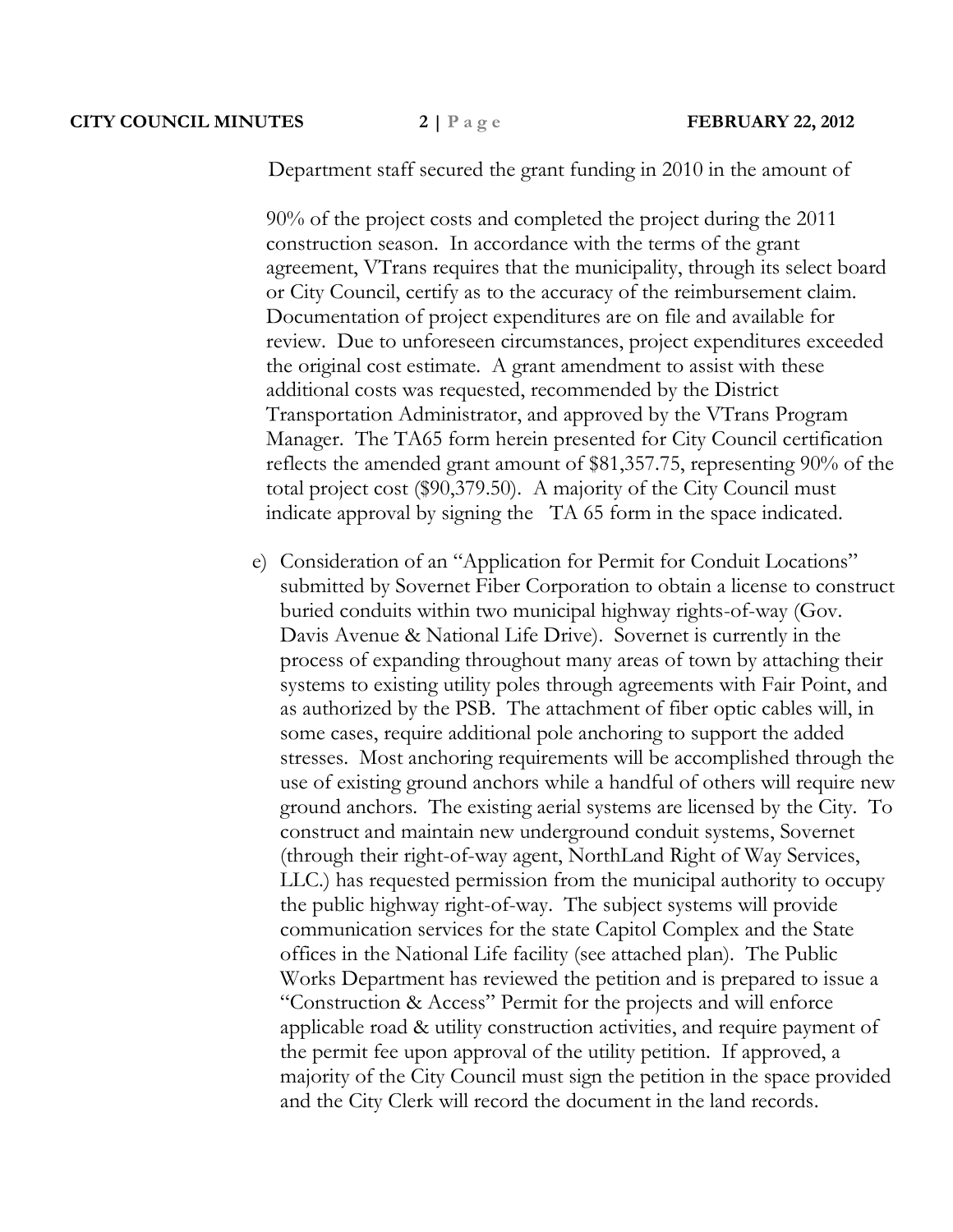Department staff secured the grant funding in 2010 in the amount of

90% of the project costs and completed the project during the 2011 construction season. In accordance with the terms of the grant agreement, VTrans requires that the municipality, through its select board or City Council, certify as to the accuracy of the reimbursement claim. Documentation of project expenditures are on file and available for review. Due to unforeseen circumstances, project expenditures exceeded the original cost estimate. A grant amendment to assist with these additional costs was requested, recommended by the District Transportation Administrator, and approved by the VTrans Program Manager. The TA65 form herein presented for City Council certification reflects the amended grant amount of $81,357.75, representing 90% of the total project cost ($90,379.50). A majority of the City Council must indicate approval by signing the TA 65 form in the space indicated.

e) Consideration of an "Application for Permit for Conduit Locations" submitted by Sovernet Fiber Corporation to obtain a license to construct buried conduits within two municipal highway rights-of-way (Gov. Davis Avenue & National Life Drive). Sovernet is currently in the process of expanding throughout many areas of town by attaching their systems to existing utility poles through agreements with Fair Point, and as authorized by the PSB. The attachment of fiber optic cables will, in some cases, require additional pole anchoring to support the added stresses. Most anchoring requirements will be accomplished through the use of existing ground anchors while a handful of others will require new ground anchors. The existing aerial systems are licensed by the City. To construct and maintain new underground conduit systems, Sovernet (through their right-of-way agent, NorthLand Right of Way Services, LLC.) has requested permission from the municipal authority to occupy the public highway right-of-way. The subject systems will provide communication services for the state Capitol Complex and the State offices in the National Life facility (see attached plan). The Public Works Department has reviewed the petition and is prepared to issue a "Construction & Access" Permit for the projects and will enforce applicable road & utility construction activities, and require payment of the permit fee upon approval of the utility petition. If approved, a majority of the City Council must sign the petition in the space provided and the City Clerk will record the document in the land records.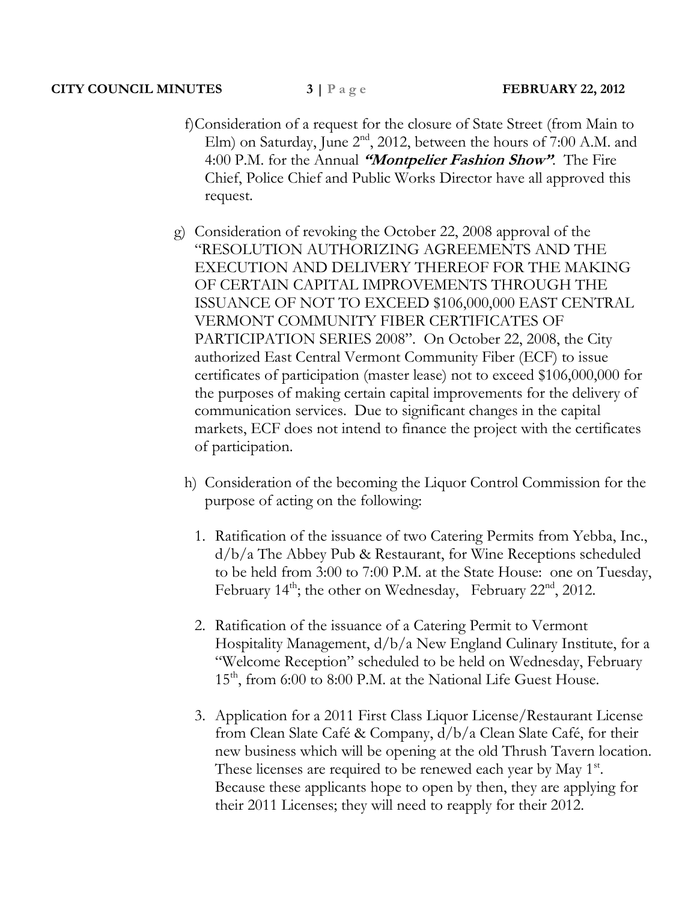f) Consideration of a request for the closure of State Street (from Main to Elm) on Saturday, June 2nd, 2012, between the hours of 7:00 A.M. and 4:00 P.M. for the Annual ***"Montpelier Fashion Show"***. The Fire Chief, Police Chief and Public Works Director have all approved this request.

g) Consideration of revoking the October 22, 2008 approval of the "RESOLUTION AUTHORIZING AGREEMENTS AND THE EXECUTION AND DELIVERY THEREOF FOR THE MAKING OF CERTAIN CAPITAL IMPROVEMENTS THROUGH THE ISSUANCE OF NOT TO EXCEED $106,000,000 EAST CENTRAL VERMONT COMMUNITY FIBER CERTIFICATES OF PARTICIPATION SERIES 2008". On October 22, 2008, the City authorized East Central Vermont Community Fiber (ECF) to issue certificates of participation (master lease) not to exceed $106,000,000 for the purposes of making certain capital improvements for the delivery of communication services. Due to significant changes in the capital markets, ECF does not intend to finance the project with the certificates of participation.

h) Consideration of the becoming the Liquor Control Commission for the purpose of acting on the following:

1. Ratification of the issuance of two Catering Permits from Yebba, Inc., d/b/a The Abbey Pub & Restaurant, for Wine Receptions scheduled to be held from 3:00 to 7:00 P.M. at the State House: one on Tuesday, February 14th; the other on Wednesday, February 22nd, 2012.

2. Ratification of the issuance of a Catering Permit to Vermont Hospitality Management, d/b/a New England Culinary Institute, for a "Welcome Reception" scheduled to be held on Wednesday, February 15th, from 6:00 to 8:00 P.M. at the National Life Guest House.

3. Application for a 2011 First Class Liquor License/Restaurant License from Clean Slate Café & Company, d/b/a Clean Slate Café, for their new business which will be opening at the old Thrush Tavern location. These licenses are required to be renewed each year by May 1st. Because these applicants hope to open by then, they are applying for their 2011 Licenses; they will need to reapply for their 2012.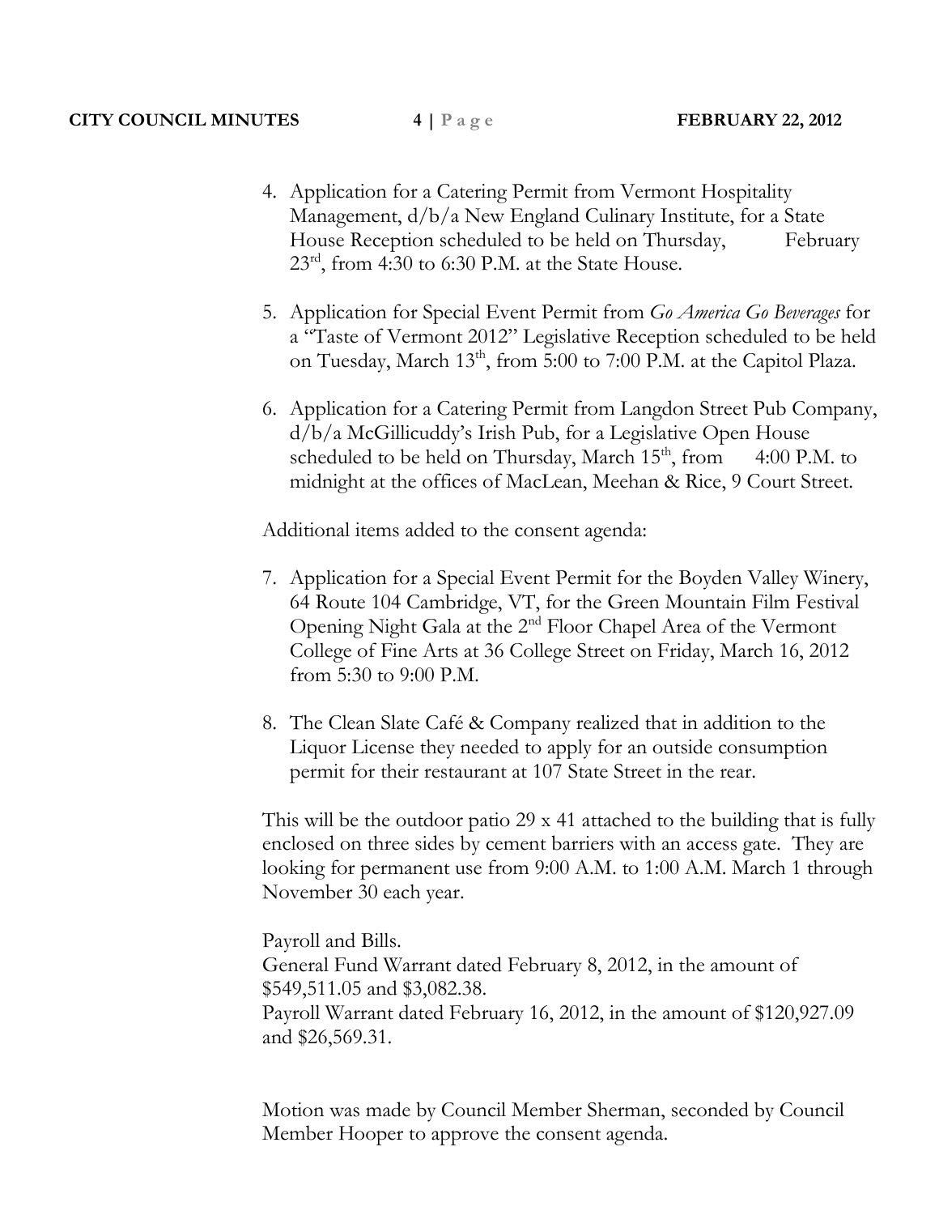4. Application for a Catering Permit from Vermont Hospitality Management, d/b/a New England Culinary Institute, for a State House Reception scheduled to be held on Thursday, February 23rd, from 4:30 to 6:30 P.M. at the State House.

5. Application for Special Event Permit from *Go America Go Beverages* for a "Taste of Vermont 2012" Legislative Reception scheduled to be held on Tuesday, March 13th, from 5:00 to 7:00 P.M. at the Capitol Plaza.

6. Application for a Catering Permit from Langdon Street Pub Company, d/b/a McGillicuddy's Irish Pub, for a Legislative Open House scheduled to be held on Thursday, March 15th, from 4:00 P.M. to midnight at the offices of MacLean, Meehan & Rice, 9 Court Street.

Additional items added to the consent agenda:

7. Application for a Special Event Permit for the Boyden Valley Winery, 64 Route 104 Cambridge, VT, for the Green Mountain Film Festival Opening Night Gala at the 2nd Floor Chapel Area of the Vermont College of Fine Arts at 36 College Street on Friday, March 16, 2012 from 5:30 to 9:00 P.M.

8. The Clean Slate Café & Company realized that in addition to the Liquor License they needed to apply for an outside consumption permit for their restaurant at 107 State Street in the rear.

This will be the outdoor patio 29 x 41 attached to the building that is fully enclosed on three sides by cement barriers with an access gate. They are looking for permanent use from 9:00 A.M. to 1:00 A.M. March 1 through November 30 each year.

Payroll and Bills.
General Fund Warrant dated February 8, 2012, in the amount of $549,511.05 and $3,082.38.
Payroll Warrant dated February 16, 2012, in the amount of $120,927.09 and $26,569.31.

Motion was made by Council Member Sherman, seconded by Council Member Hooper to approve the consent agenda.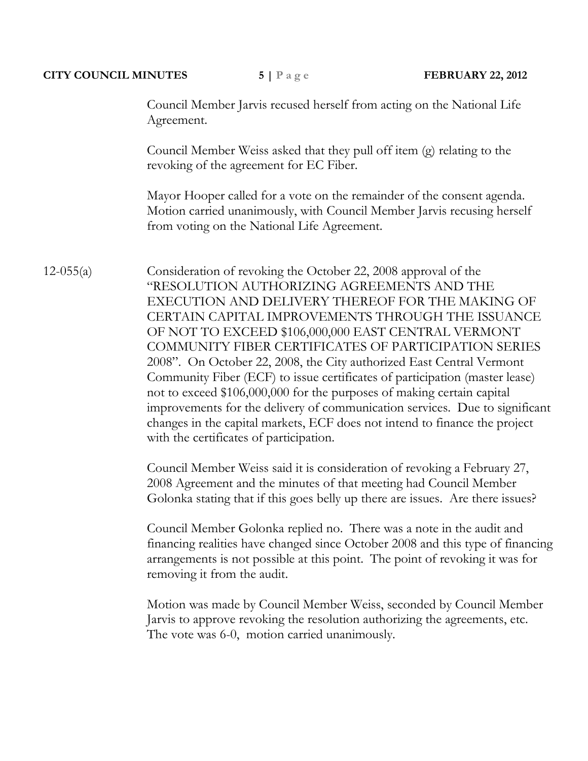Council Member Jarvis recused herself from acting on the National Life Agreement.

Council Member Weiss asked that they pull off item (g) relating to the revoking of the agreement for EC Fiber.

Mayor Hooper called for a vote on the remainder of the consent agenda. Motion carried unanimously, with Council Member Jarvis recusing herself from voting on the National Life Agreement.

12-055(a) Consideration of revoking the October 22, 2008 approval of the "RESOLUTION AUTHORIZING AGREEMENTS AND THE EXECUTION AND DELIVERY THEREOF FOR THE MAKING OF CERTAIN CAPITAL IMPROVEMENTS THROUGH THE ISSUANCE OF NOT TO EXCEED $106,000,000 EAST CENTRAL VERMONT COMMUNITY FIBER CERTIFICATES OF PARTICIPATION SERIES 2008". On October 22, 2008, the City authorized East Central Vermont Community Fiber (ECF) to issue certificates of participation (master lease) not to exceed $106,000,000 for the purposes of making certain capital improvements for the delivery of communication services. Due to significant changes in the capital markets, ECF does not intend to finance the project with the certificates of participation.

Council Member Weiss said it is consideration of revoking a February 27, 2008 Agreement and the minutes of that meeting had Council Member Golonka stating that if this goes belly up there are issues. Are there issues?

Council Member Golonka replied no. There was a note in the audit and financing realities have changed since October 2008 and this type of financing arrangements is not possible at this point. The point of revoking it was for removing it from the audit.

Motion was made by Council Member Weiss, seconded by Council Member Jarvis to approve revoking the resolution authorizing the agreements, etc. The vote was 6-0, motion carried unanimously.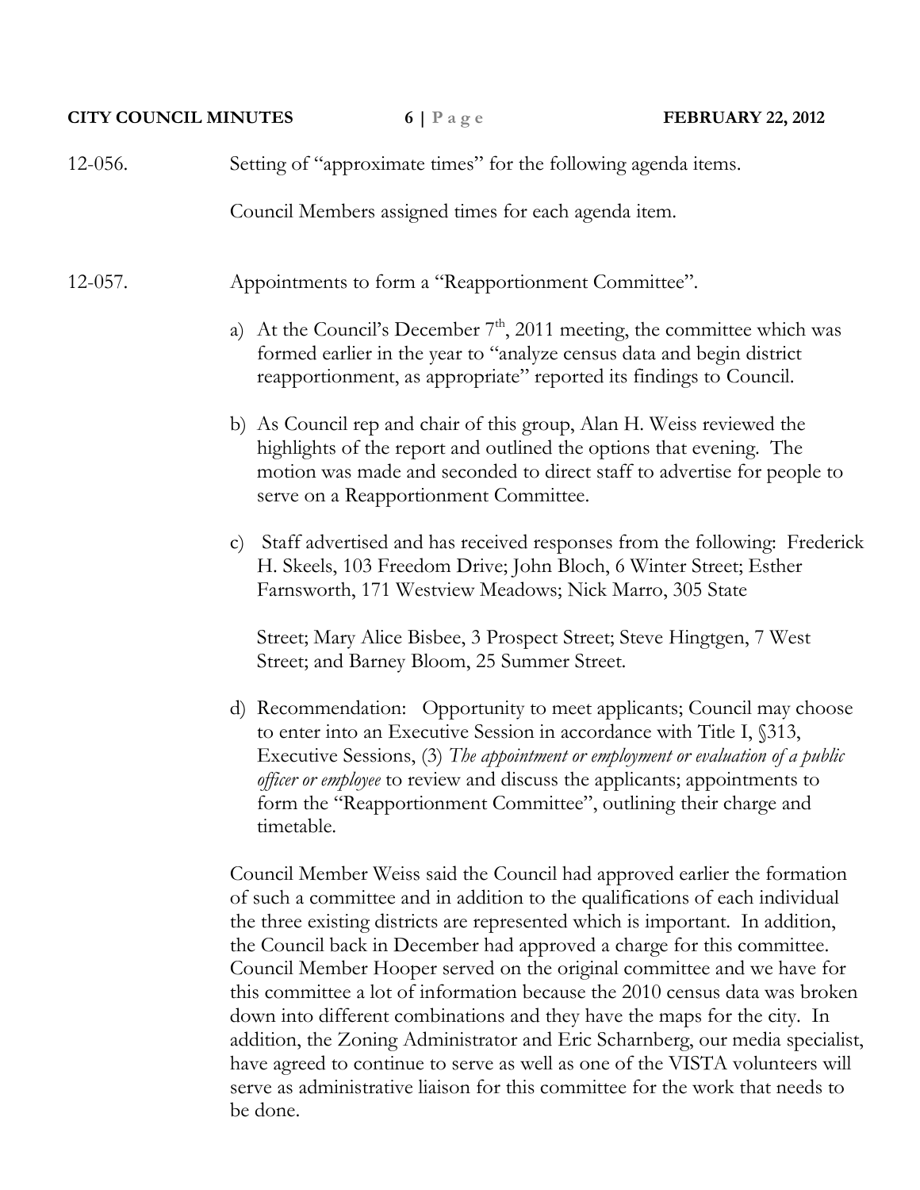12-056. Setting of "approximate times" for the following agenda items.

Council Members assigned times for each agenda item.

12-057. Appointments to form a "Reapportionment Committee".

a) At the Council's December 7th, 2011 meeting, the committee which was formed earlier in the year to "analyze census data and begin district reapportionment, as appropriate" reported its findings to Council.

b) As Council rep and chair of this group, Alan H. Weiss reviewed the highlights of the report and outlined the options that evening. The motion was made and seconded to direct staff to advertise for people to serve on a Reapportionment Committee.

c) Staff advertised and has received responses from the following: Frederick H. Skeels, 103 Freedom Drive; John Bloch, 6 Winter Street; Esther Farnsworth, 171 Westview Meadows; Nick Marro, 305 State Street; Mary Alice Bisbee, 3 Prospect Street; Steve Hingtgen, 7 West Street; and Barney Bloom, 25 Summer Street.

d) Recommendation: Opportunity to meet applicants; Council may choose to enter into an Executive Session in accordance with Title I, §313, Executive Sessions, (3) *The appointment or employment or evaluation of a public officer or employee* to review and discuss the applicants; appointments to form the "Reapportionment Committee", outlining their charge and timetable.

Council Member Weiss said the Council had approved earlier the formation of such a committee and in addition to the qualifications of each individual the three existing districts are represented which is important. In addition, the Council back in December had approved a charge for this committee. Council Member Hooper served on the original committee and we have for this committee a lot of information because the 2010 census data was broken down into different combinations and they have the maps for the city. In addition, the Zoning Administrator and Eric Scharnberg, our media specialist, have agreed to continue to serve as well as one of the VISTA volunteers will serve as administrative liaison for this committee for the work that needs to be done.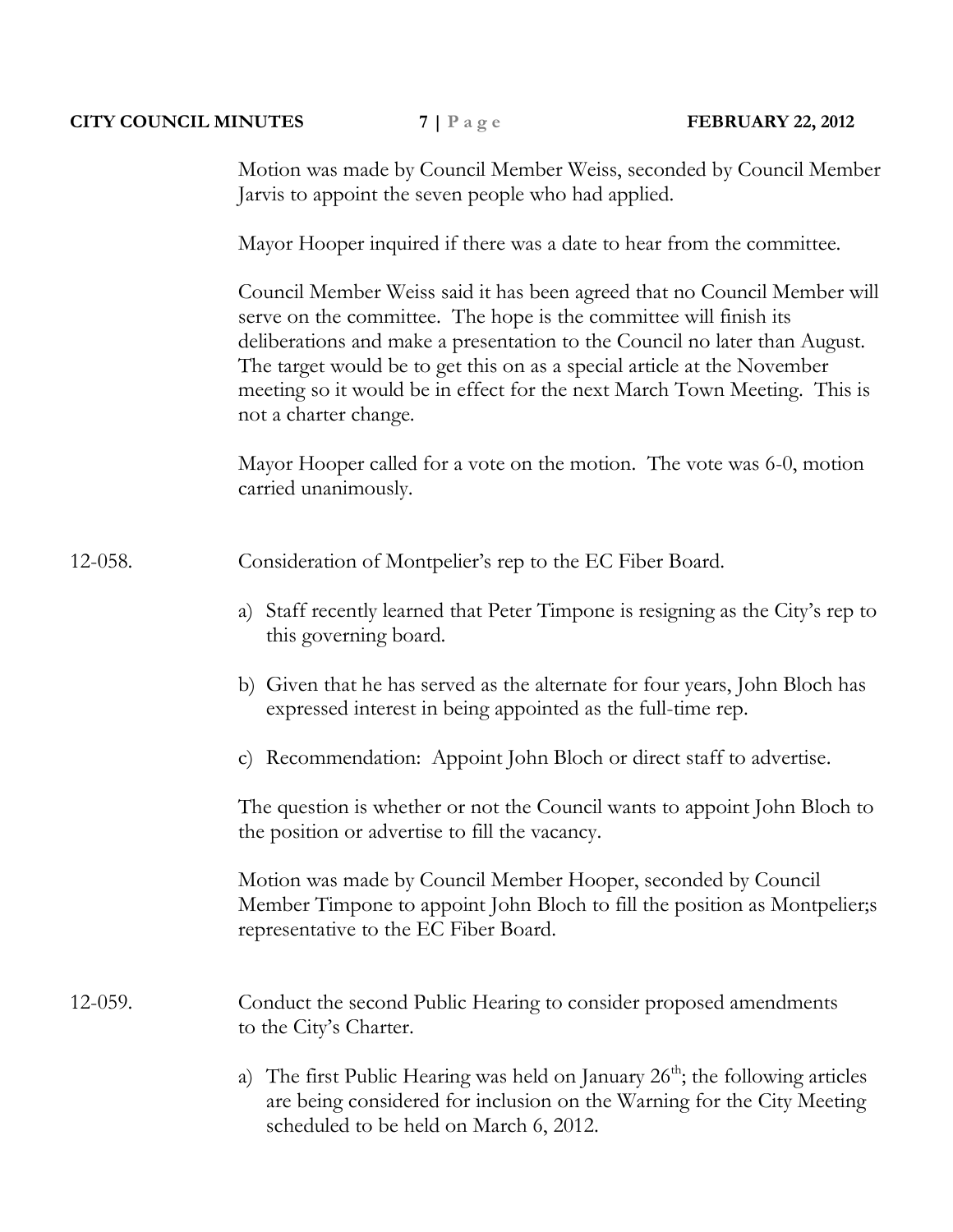Motion was made by Council Member Weiss, seconded by Council Member Jarvis to appoint the seven people who had applied.

Mayor Hooper inquired if there was a date to hear from the committee.

Council Member Weiss said it has been agreed that no Council Member will serve on the committee. The hope is the committee will finish its deliberations and make a presentation to the Council no later than August. The target would be to get this on as a special article at the November meeting so it would be in effect for the next March Town Meeting. This is not a charter change.

Mayor Hooper called for a vote on the motion. The vote was 6-0, motion carried unanimously.

12-058. Consideration of Montpelier's rep to the EC Fiber Board.

a) Staff recently learned that Peter Timpone is resigning as the City's rep to this governing board.

b) Given that he has served as the alternate for four years, John Bloch has expressed interest in being appointed as the full-time rep.

c) Recommendation: Appoint John Bloch or direct staff to advertise.

The question is whether or not the Council wants to appoint John Bloch to the position or advertise to fill the vacancy.

Motion was made by Council Member Hooper, seconded by Council Member Timpone to appoint John Bloch to fill the position as Montpelier;s representative to the EC Fiber Board.

12-059. Conduct the second Public Hearing to consider proposed amendments to the City's Charter.

a) The first Public Hearing was held on January 26th; the following articles are being considered for inclusion on the Warning for the City Meeting scheduled to be held on March 6, 2012.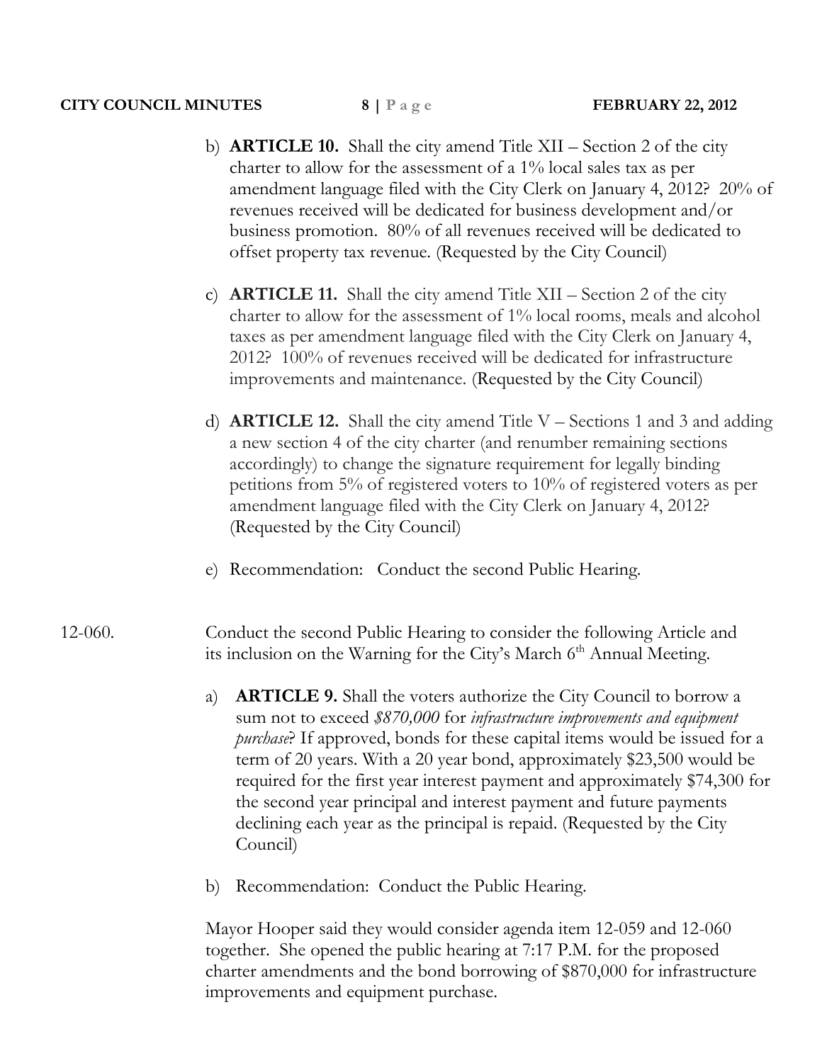b) **ARTICLE 10.** Shall the city amend Title XII – Section 2 of the city charter to allow for the assessment of a 1% local sales tax as per amendment language filed with the City Clerk on January 4, 2012? 20% of revenues received will be dedicated for business development and/or business promotion. 80% of all revenues received will be dedicated to offset property tax revenue. (Requested by the City Council)

c) **ARTICLE 11.** Shall the city amend Title XII – Section 2 of the city charter to allow for the assessment of 1% local rooms, meals and alcohol taxes as per amendment language filed with the City Clerk on January 4, 2012? 100% of revenues received will be dedicated for infrastructure improvements and maintenance. (Requested by the City Council)

d) **ARTICLE 12.** Shall the city amend Title V – Sections 1 and 3 and adding a new section 4 of the city charter (and renumber remaining sections accordingly) to change the signature requirement for legally binding petitions from 5% of registered voters to 10% of registered voters as per amendment language filed with the City Clerk on January 4, 2012? (Requested by the City Council)

e) Recommendation: Conduct the second Public Hearing.

12-060. Conduct the second Public Hearing to consider the following Article and its inclusion on the Warning for the City's March 6th Annual Meeting.

a) **ARTICLE 9.** Shall the voters authorize the City Council to borrow a sum not to exceed *$870,000* for *infrastructure improvements and equipment purchase*? If approved, bonds for these capital items would be issued for a term of 20 years. With a 20 year bond, approximately $23,500 would be required for the first year interest payment and approximately $74,300 for the second year principal and interest payment and future payments declining each year as the principal is repaid. (Requested by the City Council)

b) Recommendation: Conduct the Public Hearing.

Mayor Hooper said they would consider agenda item 12-059 and 12-060 together. She opened the public hearing at 7:17 P.M. for the proposed charter amendments and the bond borrowing of $870,000 for infrastructure improvements and equipment purchase.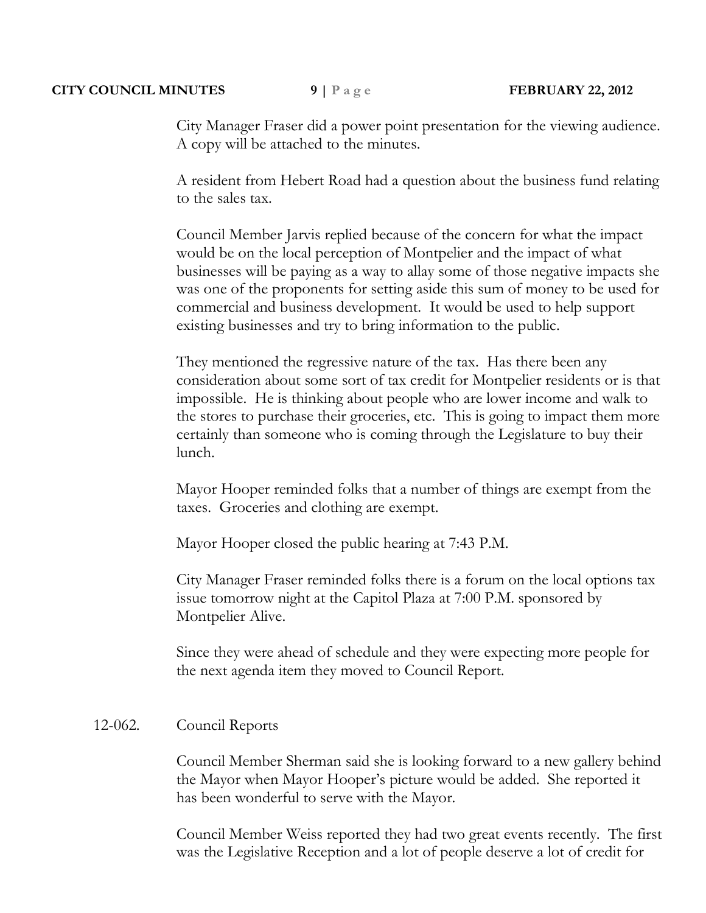City Manager Fraser did a power point presentation for the viewing audience. A copy will be attached to the minutes.

A resident from Hebert Road had a question about the business fund relating to the sales tax.

Council Member Jarvis replied because of the concern for what the impact would be on the local perception of Montpelier and the impact of what businesses will be paying as a way to allay some of those negative impacts she was one of the proponents for setting aside this sum of money to be used for commercial and business development. It would be used to help support existing businesses and try to bring information to the public.

They mentioned the regressive nature of the tax. Has there been any consideration about some sort of tax credit for Montpelier residents or is that impossible. He is thinking about people who are lower income and walk to the stores to purchase their groceries, etc. This is going to impact them more certainly than someone who is coming through the Legislature to buy their lunch.

Mayor Hooper reminded folks that a number of things are exempt from the taxes. Groceries and clothing are exempt.

Mayor Hooper closed the public hearing at 7:43 P.M.

City Manager Fraser reminded folks there is a forum on the local options tax issue tomorrow night at the Capitol Plaza at 7:00 P.M. sponsored by Montpelier Alive.

Since they were ahead of schedule and they were expecting more people for the next agenda item they moved to Council Report.

12-062. Council Reports

Council Member Sherman said she is looking forward to a new gallery behind the Mayor when Mayor Hooper's picture would be added. She reported it has been wonderful to serve with the Mayor.

Council Member Weiss reported they had two great events recently. The first was the Legislative Reception and a lot of people deserve a lot of credit for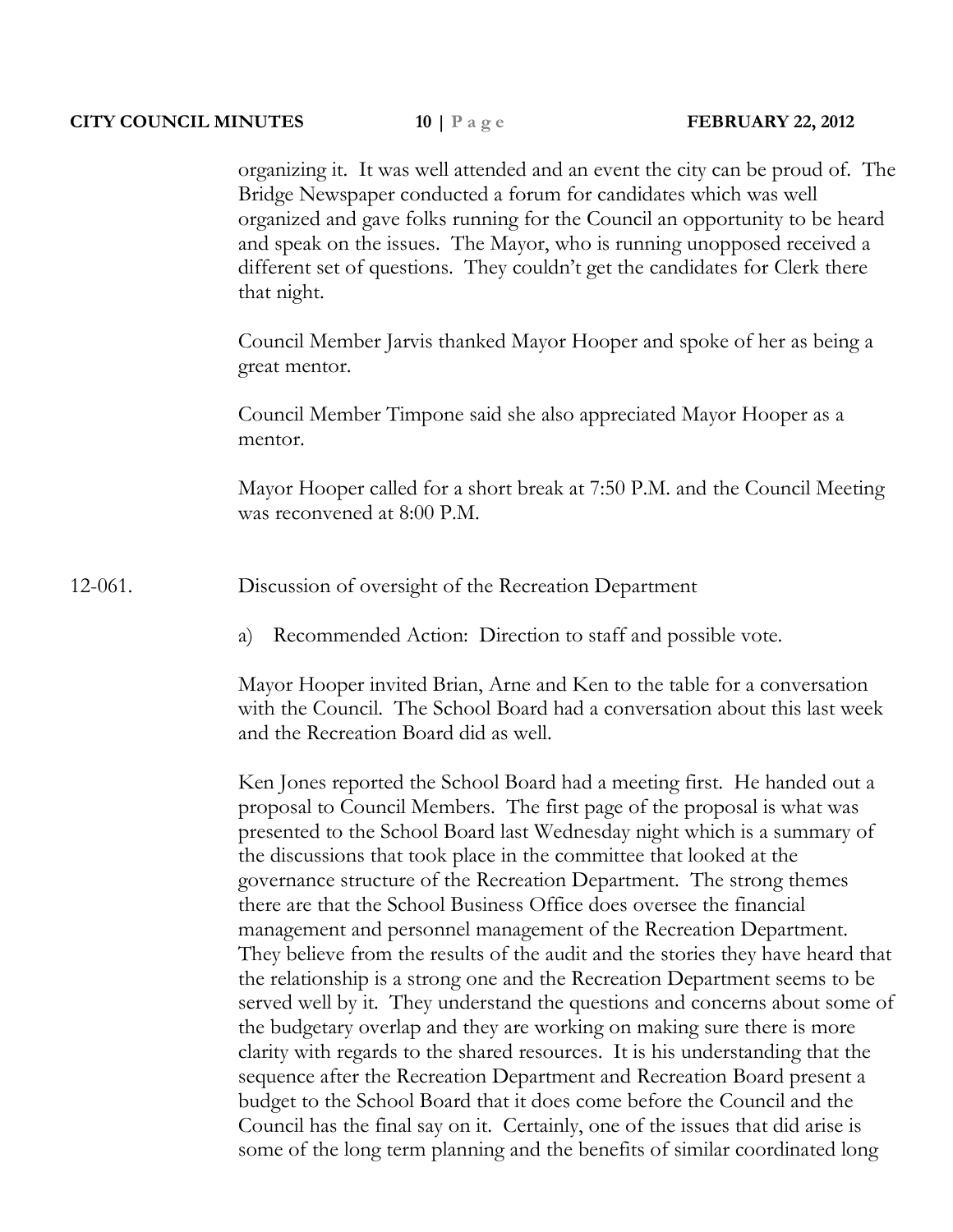organizing it. It was well attended and an event the city can be proud of. The Bridge Newspaper conducted a forum for candidates which was well organized and gave folks running for the Council an opportunity to be heard and speak on the issues. The Mayor, who is running unopposed received a different set of questions. They couldn't get the candidates for Clerk there that night.

Council Member Jarvis thanked Mayor Hooper and spoke of her as being a great mentor.

Council Member Timpone said she also appreciated Mayor Hooper as a mentor.

Mayor Hooper called for a short break at 7:50 P.M. and the Council Meeting was reconvened at 8:00 P.M.

12-061. Discussion of oversight of the Recreation Department

a) Recommended Action: Direction to staff and possible vote.

Mayor Hooper invited Brian, Arne and Ken to the table for a conversation with the Council. The School Board had a conversation about this last week and the Recreation Board did as well.

Ken Jones reported the School Board had a meeting first. He handed out a proposal to Council Members. The first page of the proposal is what was presented to the School Board last Wednesday night which is a summary of the discussions that took place in the committee that looked at the governance structure of the Recreation Department. The strong themes there are that the School Business Office does oversee the financial management and personnel management of the Recreation Department. They believe from the results of the audit and the stories they have heard that the relationship is a strong one and the Recreation Department seems to be served well by it. They understand the questions and concerns about some of the budgetary overlap and they are working on making sure there is more clarity with regards to the shared resources. It is his understanding that the sequence after the Recreation Department and Recreation Board present a budget to the School Board that it does come before the Council and the Council has the final say on it. Certainly, one of the issues that did arise is some of the long term planning and the benefits of similar coordinated long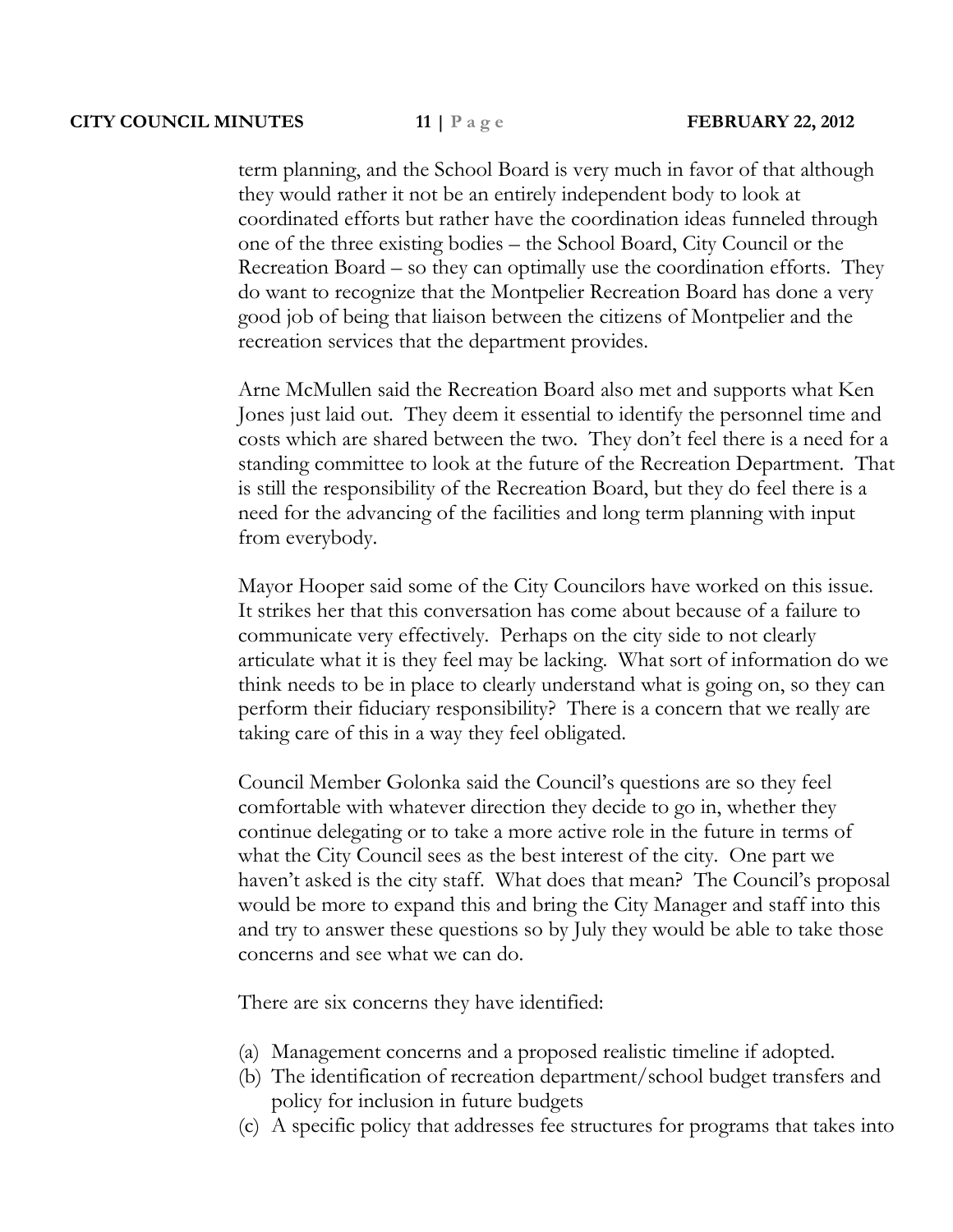term planning, and the School Board is very much in favor of that although they would rather it not be an entirely independent body to look at coordinated efforts but rather have the coordination ideas funneled through one of the three existing bodies – the School Board, City Council or the Recreation Board – so they can optimally use the coordination efforts. They do want to recognize that the Montpelier Recreation Board has done a very good job of being that liaison between the citizens of Montpelier and the recreation services that the department provides.

Arne McMullen said the Recreation Board also met and supports what Ken Jones just laid out. They deem it essential to identify the personnel time and costs which are shared between the two. They don't feel there is a need for a standing committee to look at the future of the Recreation Department. That is still the responsibility of the Recreation Board, but they do feel there is a need for the advancing of the facilities and long term planning with input from everybody.

Mayor Hooper said some of the City Councilors have worked on this issue. It strikes her that this conversation has come about because of a failure to communicate very effectively. Perhaps on the city side to not clearly articulate what it is they feel may be lacking. What sort of information do we think needs to be in place to clearly understand what is going on, so they can perform their fiduciary responsibility? There is a concern that we really are taking care of this in a way they feel obligated.

Council Member Golonka said the Council's questions are so they feel comfortable with whatever direction they decide to go in, whether they continue delegating or to take a more active role in the future in terms of what the City Council sees as the best interest of the city. One part we haven't asked is the city staff. What does that mean? The Council's proposal would be more to expand this and bring the City Manager and staff into this and try to answer these questions so by July they would be able to take those concerns and see what we can do.

There are six concerns they have identified:

(a) Management concerns and a proposed realistic timeline if adopted.
(b) The identification of recreation department/school budget transfers and policy for inclusion in future budgets
(c) A specific policy that addresses fee structures for programs that takes into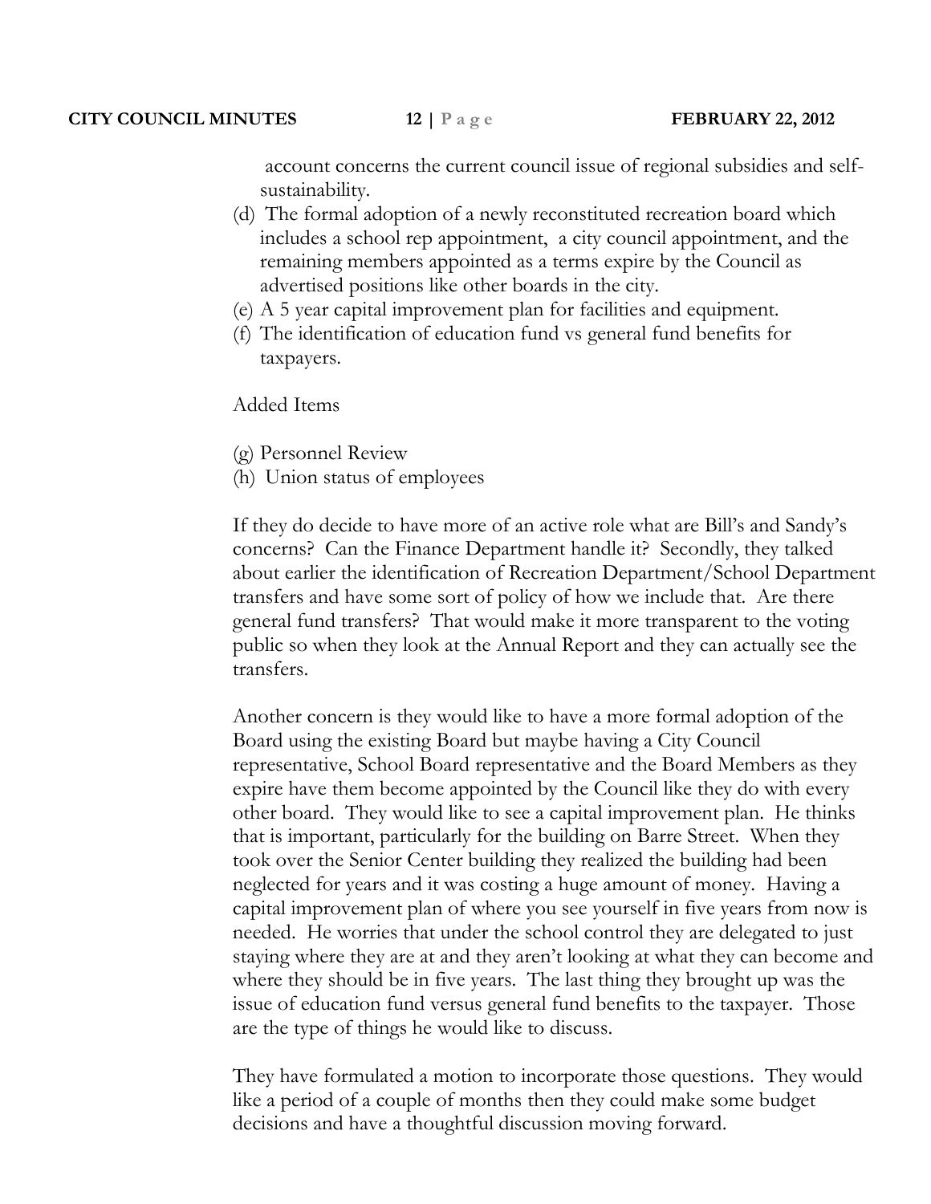account concerns the current council issue of regional subsidies and self-sustainability.

(d) The formal adoption of a newly reconstituted recreation board which includes a school rep appointment, a city council appointment, and the remaining members appointed as a terms expire by the Council as advertised positions like other boards in the city.
(e) A 5 year capital improvement plan for facilities and equipment.
(f) The identification of education fund vs general fund benefits for taxpayers.

Added Items

(g) Personnel Review
(h) Union status of employees

If they do decide to have more of an active role what are Bill's and Sandy's concerns? Can the Finance Department handle it? Secondly, they talked about earlier the identification of Recreation Department/School Department transfers and have some sort of policy of how we include that. Are there general fund transfers? That would make it more transparent to the voting public so when they look at the Annual Report and they can actually see the transfers.

Another concern is they would like to have a more formal adoption of the Board using the existing Board but maybe having a City Council representative, School Board representative and the Board Members as they expire have them become appointed by the Council like they do with every other board. They would like to see a capital improvement plan. He thinks that is important, particularly for the building on Barre Street. When they took over the Senior Center building they realized the building had been neglected for years and it was costing a huge amount of money. Having a capital improvement plan of where you see yourself in five years from now is needed. He worries that under the school control they are delegated to just staying where they are at and they aren't looking at what they can become and where they should be in five years. The last thing they brought up was the issue of education fund versus general fund benefits to the taxpayer. Those are the type of things he would like to discuss.

They have formulated a motion to incorporate those questions. They would like a period of a couple of months then they could make some budget decisions and have a thoughtful discussion moving forward.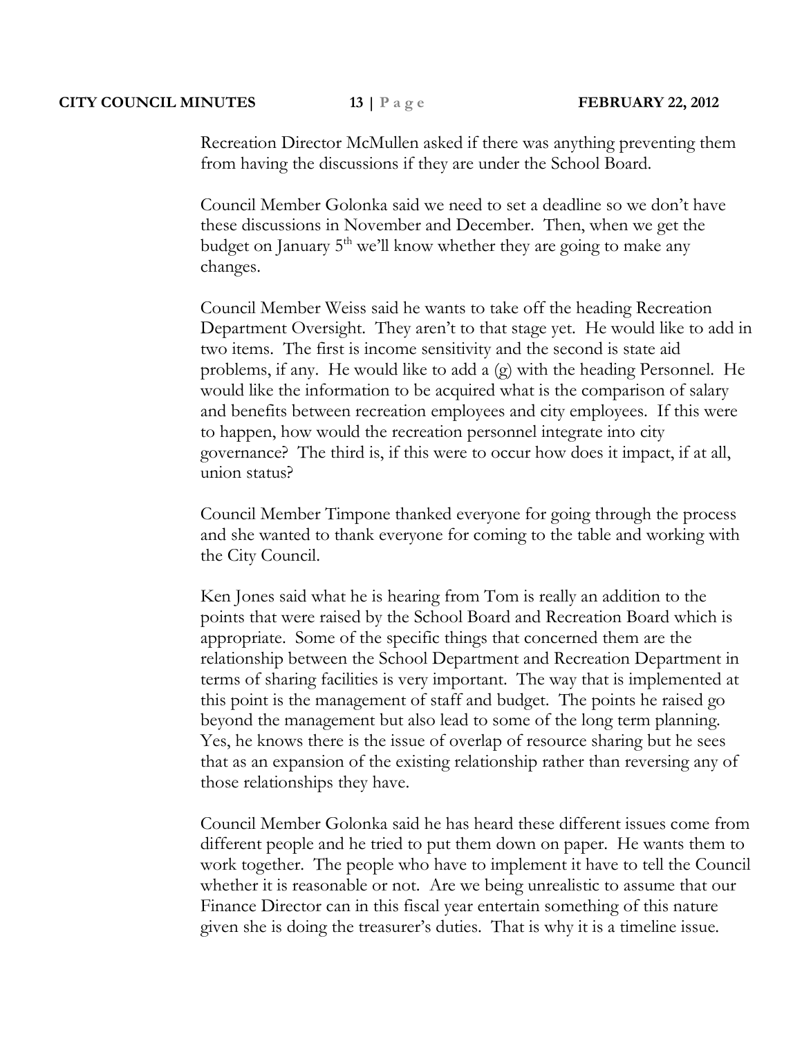Recreation Director McMullen asked if there was anything preventing them from having the discussions if they are under the School Board.

Council Member Golonka said we need to set a deadline so we don't have these discussions in November and December. Then, when we get the budget on January 5th we'll know whether they are going to make any changes.

Council Member Weiss said he wants to take off the heading Recreation Department Oversight. They aren't to that stage yet. He would like to add in two items. The first is income sensitivity and the second is state aid problems, if any. He would like to add a (g) with the heading Personnel. He would like the information to be acquired what is the comparison of salary and benefits between recreation employees and city employees. If this were to happen, how would the recreation personnel integrate into city governance? The third is, if this were to occur how does it impact, if at all, union status?

Council Member Timpone thanked everyone for going through the process and she wanted to thank everyone for coming to the table and working with the City Council.

Ken Jones said what he is hearing from Tom is really an addition to the points that were raised by the School Board and Recreation Board which is appropriate. Some of the specific things that concerned them are the relationship between the School Department and Recreation Department in terms of sharing facilities is very important. The way that is implemented at this point is the management of staff and budget. The points he raised go beyond the management but also lead to some of the long term planning. Yes, he knows there is the issue of overlap of resource sharing but he sees that as an expansion of the existing relationship rather than reversing any of those relationships they have.

Council Member Golonka said he has heard these different issues come from different people and he tried to put them down on paper. He wants them to work together. The people who have to implement it have to tell the Council whether it is reasonable or not. Are we being unrealistic to assume that our Finance Director can in this fiscal year entertain something of this nature given she is doing the treasurer's duties. That is why it is a timeline issue.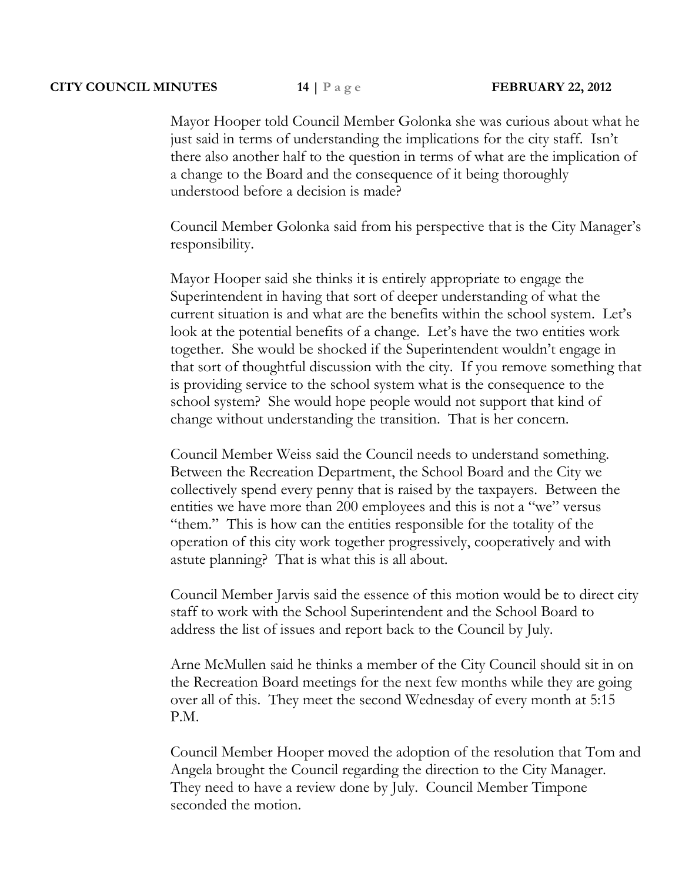Mayor Hooper told Council Member Golonka she was curious about what he just said in terms of understanding the implications for the city staff. Isn't there also another half to the question in terms of what are the implication of a change to the Board and the consequence of it being thoroughly understood before a decision is made?

Council Member Golonka said from his perspective that is the City Manager's responsibility.

Mayor Hooper said she thinks it is entirely appropriate to engage the Superintendent in having that sort of deeper understanding of what the current situation is and what are the benefits within the school system. Let's look at the potential benefits of a change. Let's have the two entities work together. She would be shocked if the Superintendent wouldn't engage in that sort of thoughtful discussion with the city. If you remove something that is providing service to the school system what is the consequence to the school system? She would hope people would not support that kind of change without understanding the transition. That is her concern.

Council Member Weiss said the Council needs to understand something. Between the Recreation Department, the School Board and the City we collectively spend every penny that is raised by the taxpayers. Between the entities we have more than 200 employees and this is not a "we" versus "them." This is how can the entities responsible for the totality of the operation of this city work together progressively, cooperatively and with astute planning? That is what this is all about.

Council Member Jarvis said the essence of this motion would be to direct city staff to work with the School Superintendent and the School Board to address the list of issues and report back to the Council by July.

Arne McMullen said he thinks a member of the City Council should sit in on the Recreation Board meetings for the next few months while they are going over all of this. They meet the second Wednesday of every month at 5:15 P.M.

Council Member Hooper moved the adoption of the resolution that Tom and Angela brought the Council regarding the direction to the City Manager. They need to have a review done by July. Council Member Timpone seconded the motion.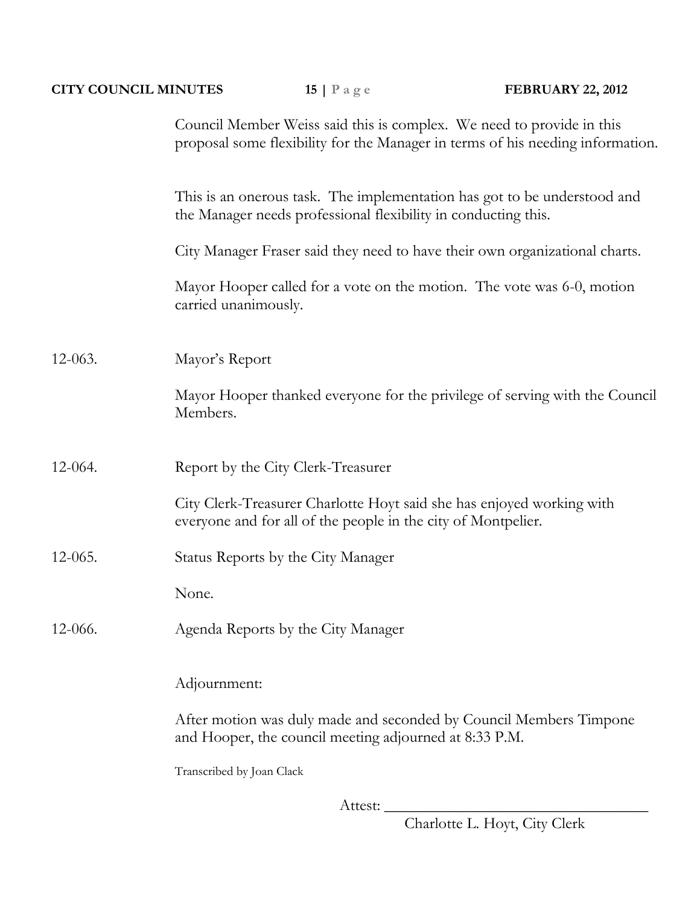Council Member Weiss said this is complex. We need to provide in this proposal some flexibility for the Manager in terms of his needing information.

This is an onerous task. The implementation has got to be understood and the Manager needs professional flexibility in conducting this.

City Manager Fraser said they need to have their own organizational charts.

Mayor Hooper called for a vote on the motion. The vote was 6-0, motion carried unanimously.

12-063. Mayor's Report

Mayor Hooper thanked everyone for the privilege of serving with the Council Members.

12-064. Report by the City Clerk-Treasurer

City Clerk-Treasurer Charlotte Hoyt said she has enjoyed working with everyone and for all of the people in the city of Montpelier.

12-065. Status Reports by the City Manager

None.

12-066. Agenda Reports by the City Manager

Adjournment:

After motion was duly made and seconded by Council Members Timpone and Hooper, the council meeting adjourned at 8:33 P.M.

Transcribed by Joan Clack

Attest: ________________________________

Charlotte L. Hoyt, City Clerk